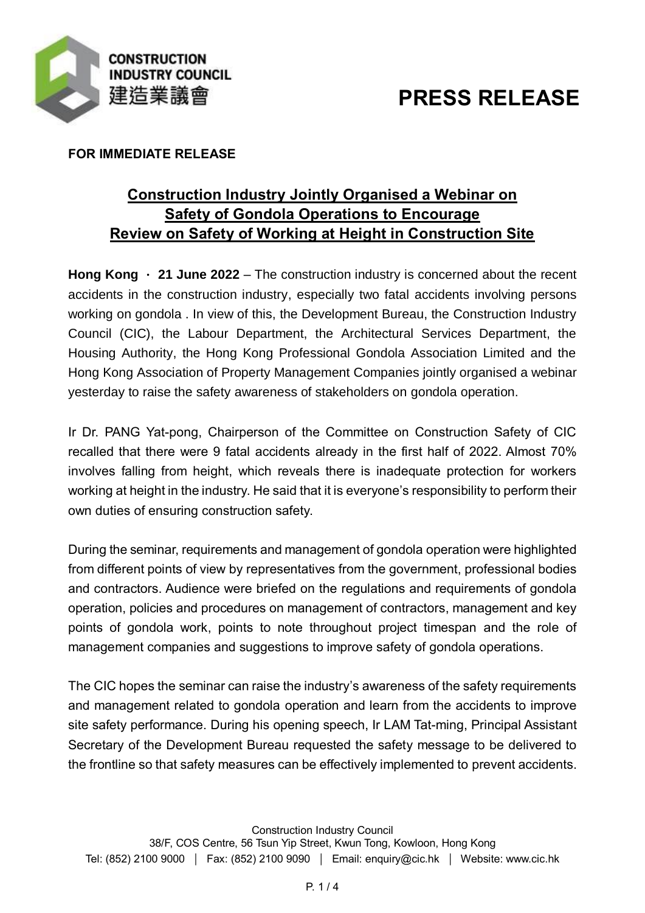**CONSTRUCTION INDUSTRY COUNCIL**
建造業議會

# PRESS RELEASE

**FOR IMMEDIATE RELEASE**

## Construction Industry Jointly Organised a Webinar on Safety of Gondola Operations to Encourage Review on Safety of Working at Height in Construction Site

**Hong Kong ‧ 21 June 2022** – The construction industry is concerned about the recent accidents in the construction industry, especially two fatal accidents involving persons working on gondola . In view of this, the Development Bureau, the Construction Industry Council (CIC), the Labour Department, the Architectural Services Department, the Housing Authority, the Hong Kong Professional Gondola Association Limited and the Hong Kong Association of Property Management Companies jointly organised a webinar yesterday to raise the safety awareness of stakeholders on gondola operation.

Ir Dr. PANG Yat-pong, Chairperson of the Committee on Construction Safety of CIC recalled that there were 9 fatal accidents already in the first half of 2022. Almost 70% involves falling from height, which reveals there is inadequate protection for workers working at height in the industry. He said that it is everyone's responsibility to perform their own duties of ensuring construction safety.

During the seminar, requirements and management of gondola operation were highlighted from different points of view by representatives from the government, professional bodies and contractors. Audience were briefed on the regulations and requirements of gondola operation, policies and procedures on management of contractors, management and key points of gondola work, points to note throughout project timespan and the role of management companies and suggestions to improve safety of gondola operations.

The CIC hopes the seminar can raise the industry's awareness of the safety requirements and management related to gondola operation and learn from the accidents to improve site safety performance. During his opening speech, Ir LAM Tat-ming, Principal Assistant Secretary of the Development Bureau requested the safety message to be delivered to the frontline so that safety measures can be effectively implemented to prevent accidents.

Construction Industry Council
38/F, COS Centre, 56 Tsun Yip Street, Kwun Tong, Kowloon, Hong Kong
Tel: (852) 2100 9000 | Fax: (852) 2100 9090 | Email: enquiry@cic.hk | Website: www.cic.hk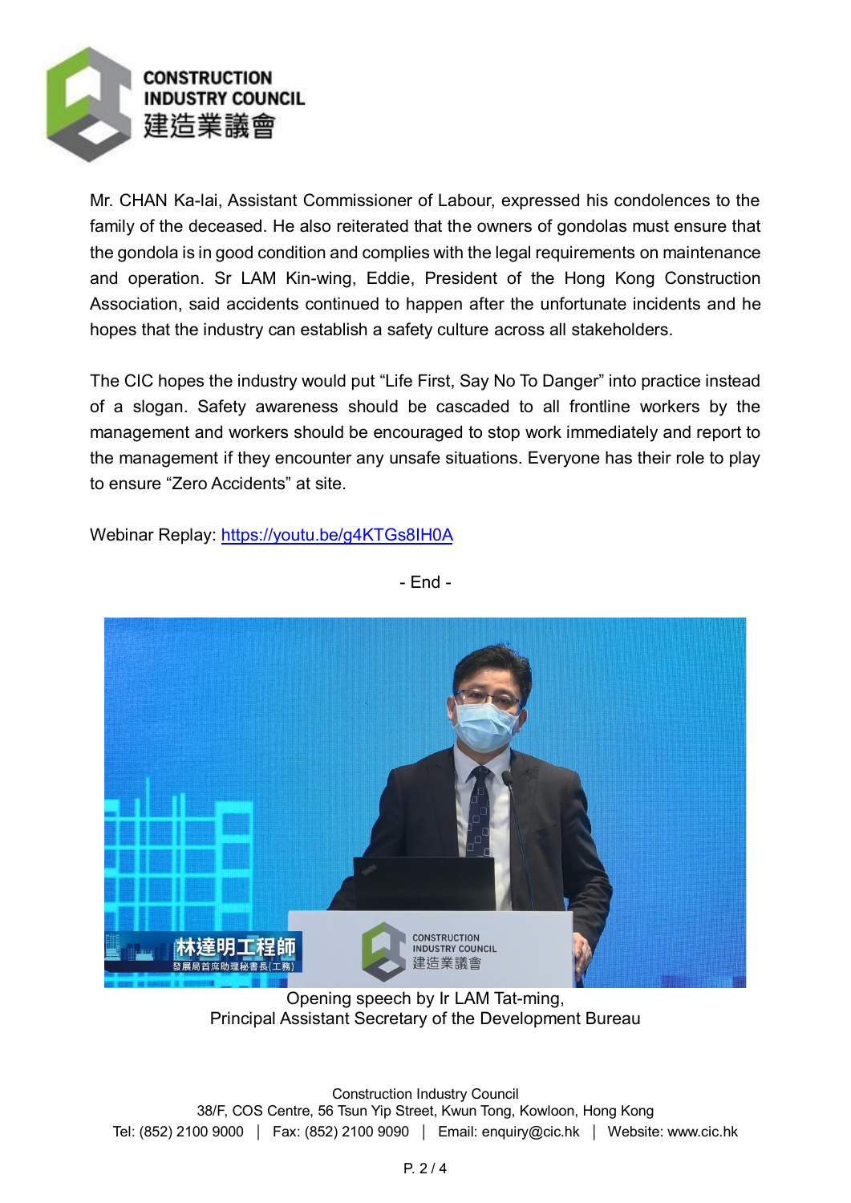Mr. CHAN Ka-lai, Assistant Commissioner of Labour, expressed his condolences to the family of the deceased. He also reiterated that the owners of gondolas must ensure that the gondola is in good condition and complies with the legal requirements on maintenance and operation. Sr LAM Kin-wing, Eddie, President of the Hong Kong Construction Association, said accidents continued to happen after the unfortunate incidents and he hopes that the industry can establish a safety culture across all stakeholders.

The CIC hopes the industry would put “Life First, Say No To Danger” into practice instead of a slogan. Safety awareness should be cascaded to all frontline workers by the management and workers should be encouraged to stop work immediately and report to the management if they encounter any unsafe situations. Everyone has their role to play to ensure “Zero Accidents” at site.

Webinar Replay: https://youtu.be/g4KTGs8IH0A

- End -

Opening speech by Ir LAM Tat-ming,
Principal Assistant Secretary of the Development Bureau

Construction Industry Council
38/F, COS Centre, 56 Tsun Yip Street, Kwun Tong, Kowloon, Hong Kong
Tel: (852) 2100 9000 | Fax: (852) 2100 9090 | Email: enquiry@cic.hk | Website: www.cic.hk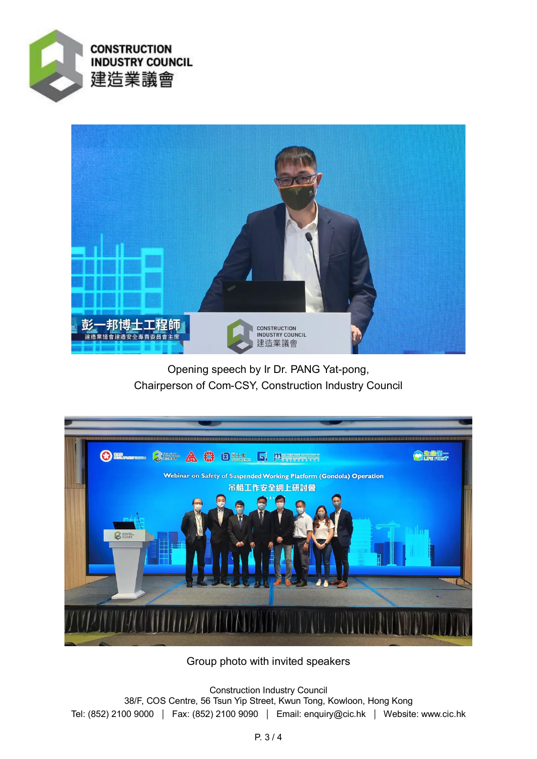Opening speech by Ir Dr. PANG Yat-pong,
Chairperson of Com-CSY, Construction Industry Council

Group photo with invited speakers

Construction Industry Council
38/F, COS Centre, 56 Tsun Yip Street, Kwun Tong, Kowloon, Hong Kong
Tel: (852) 2100 9000 | Fax: (852) 2100 9090 | Email: enquiry@cic.hk | Website: www.cic.hk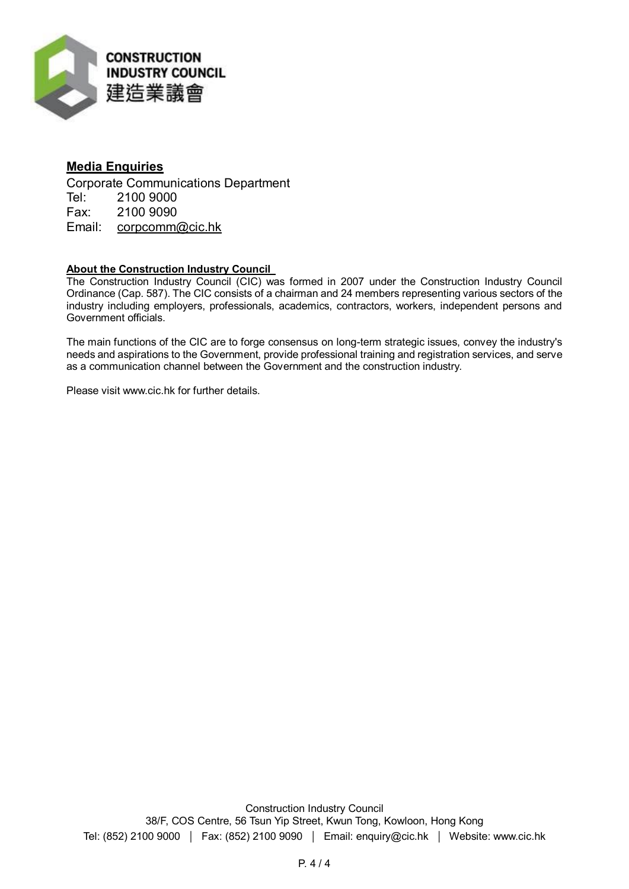**CONSTRUCTION INDUSTRY COUNCIL**
建造業議會

## Media Enquiries

Corporate Communications Department
Tel: 2100 9000
Fax: 2100 9090
Email: corpcomm@cic.hk

**About the Construction Industry Council**

The Construction Industry Council (CIC) was formed in 2007 under the Construction Industry Council Ordinance (Cap. 587). The CIC consists of a chairman and 24 members representing various sectors of the industry including employers, professionals, academics, contractors, workers, independent persons and Government officials.

The main functions of the CIC are to forge consensus on long-term strategic issues, convey the industry's needs and aspirations to the Government, provide professional training and registration services, and serve as a communication channel between the Government and the construction industry.

Please visit www.cic.hk for further details.

Construction Industry Council
38/F, COS Centre, 56 Tsun Yip Street, Kwun Tong, Kowloon, Hong Kong
Tel: (852) 2100 9000 | Fax: (852) 2100 9090 | Email: enquiry@cic.hk | Website: www.cic.hk